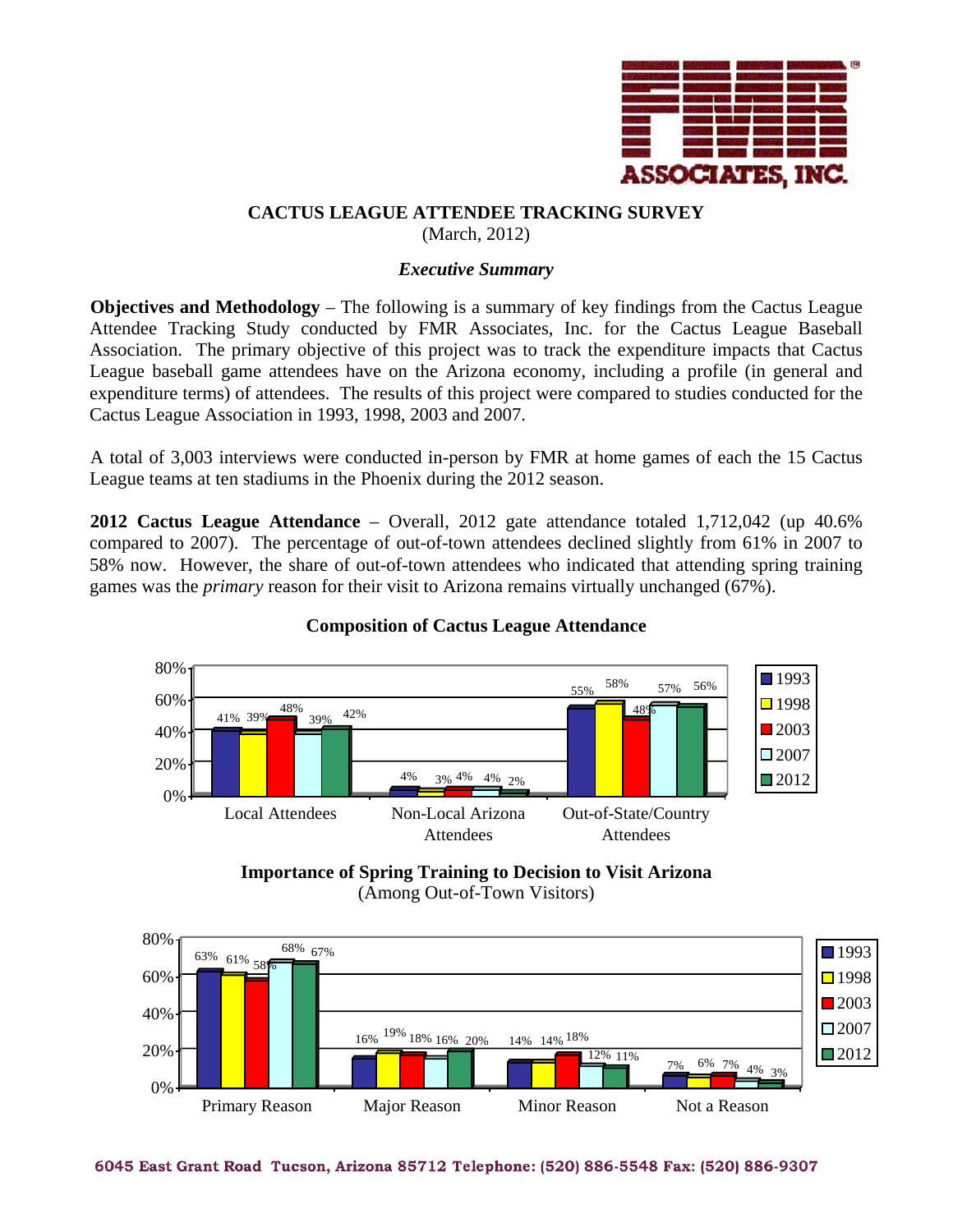# CACTUS LEAGUE ATTENDEE TRACKING SURVEY

(March, 2012)

## *Executive Summary*

**Objectives and Methodology** – The following is a summary of key findings from the Cactus League Attendee Tracking Study conducted by FMR Associates, Inc. for the Cactus League Baseball Association. The primary objective of this project was to track the expenditure impacts that Cactus League baseball game attendees have on the Arizona economy, including a profile (in general and expenditure terms) of attendees. The results of this project were compared to studies conducted for the Cactus League Association in 1993, 1998, 2003 and 2007.

A total of 3,003 interviews were conducted in-person by FMR at home games of each the 15 Cactus League teams at ten stadiums in the Phoenix during the 2012 season.

**2012 Cactus League Attendance** – Overall, 2012 gate attendance totaled 1,712,042 (up 40.6% compared to 2007). The percentage of out-of-town attendees declined slightly from 61% in 2007 to 58% now. However, the share of out-of-town attendees who indicated that attending spring training games was the *primary* reason for their visit to Arizona remains virtually unchanged (67%).

**Composition of Cactus League Attendance**

80%
60%
40%
20%
0%

1993
1998
2003
2007
2012

Local Attendees: 41% 39% 48% 39% 42%
Non-Local Arizona Attendees: 4% 3% 4% 4% 2%
Out-of-State/Country Attendees: 55% 58% 48% 57% 56%

**Importance of Spring Training to Decision to Visit Arizona**
(Among Out-of-Town Visitors)

80%
60%
40%
20%
0%

1993
1998
2003
2007
2012

Primary Reason: 63% 61% 58% 68% 67%
Major Reason: 16% 19% 18% 16% 20%
Minor Reason: 14% 14% 18% 12% 11%
Not a Reason: 7% 6% 7% 4% 3%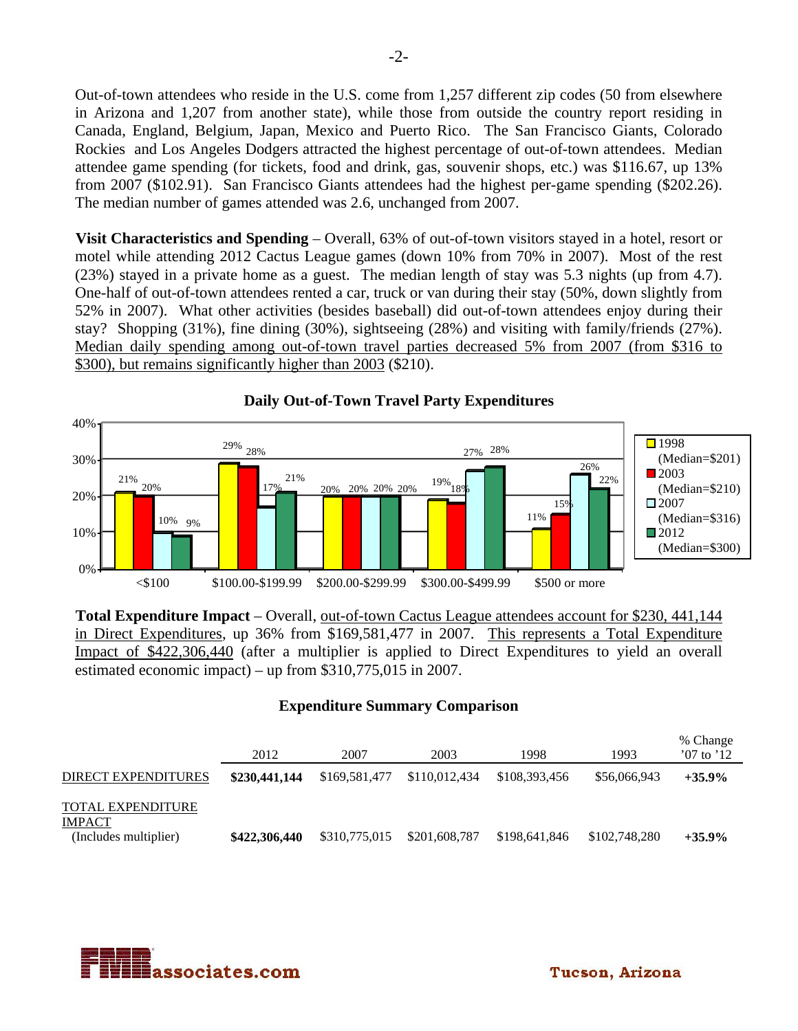Out-of-town attendees who reside in the U.S. come from 1,257 different zip codes (50 from elsewhere in Arizona and 1,207 from another state), while those from outside the country report residing in Canada, England, Belgium, Japan, Mexico and Puerto Rico. The San Francisco Giants, Colorado Rockies and Los Angeles Dodgers attracted the highest percentage of out-of-town attendees. Median attendee game spending (for tickets, food and drink, gas, souvenir shops, etc.) was $116.67, up 13% from 2007 ($102.91). San Francisco Giants attendees had the highest per-game spending ($202.26). The median number of games attended was 2.6, unchanged from 2007.

**Visit Characteristics and Spending** – Overall, 63% of out-of-town visitors stayed in a hotel, resort or motel while attending 2012 Cactus League games (down 10% from 70% in 2007). Most of the rest (23%) stayed in a private home as a guest. The median length of stay was 5.3 nights (up from 4.7). One-half of out-of-town attendees rented a car, truck or van during their stay (50%, down slightly from 52% in 2007). What other activities (besides baseball) did out-of-town attendees enjoy during their stay? Shopping (31%), fine dining (30%), sightseeing (28%) and visiting with family/friends (27%). <u>Median daily spending among out-of-town travel parties decreased 5% from 2007 (from $316 to $300), but remains significantly higher than 2003</u> ($210).

**Daily Out-of-Town Travel Party Expenditures**

40%
30%
20%
10%
0%

<$100: 21% 20% 10% 9%
$100.00-$199.99: 29% 28% 17% 21%
$200.00-$299.99: 20% 20% 20% 20%
$300.00-$499.99: 19% 18% 27% 28%
$500 or more: 11% 15% 26% 22%

1998 (Median=$201)
2003 (Median=$210)
2007 (Median=$316)
2012 (Median=$300)

**Total Expenditure Impact** – Overall, <u>out-of-town Cactus League attendees account for $230, 441,144 in Direct Expenditures</u>, up 36% from $169,581,477 in 2007. <u>This represents a Total Expenditure Impact of $422,306,440</u> (after a multiplier is applied to Direct Expenditures to yield an overall estimated economic impact) – up from $310,775,015 in 2007.

**Expenditure Summary Comparison**

| | 2012 | 2007 | 2003 | 1998 | 1993 | % Change '07 to '12 |
|---|---|---|---|---|---|---|
| DIRECT EXPENDITURES | **$230,441,144** | $169,581,477 | $110,012,434 | $108,393,456 | $56,066,943 | **+35.9%** |
| TOTAL EXPENDITURE IMPACT (Includes multiplier) | **$422,306,440** | $310,775,015 | $201,608,787 | $198,641,846 | $102,748,280 | **+35.9%** |